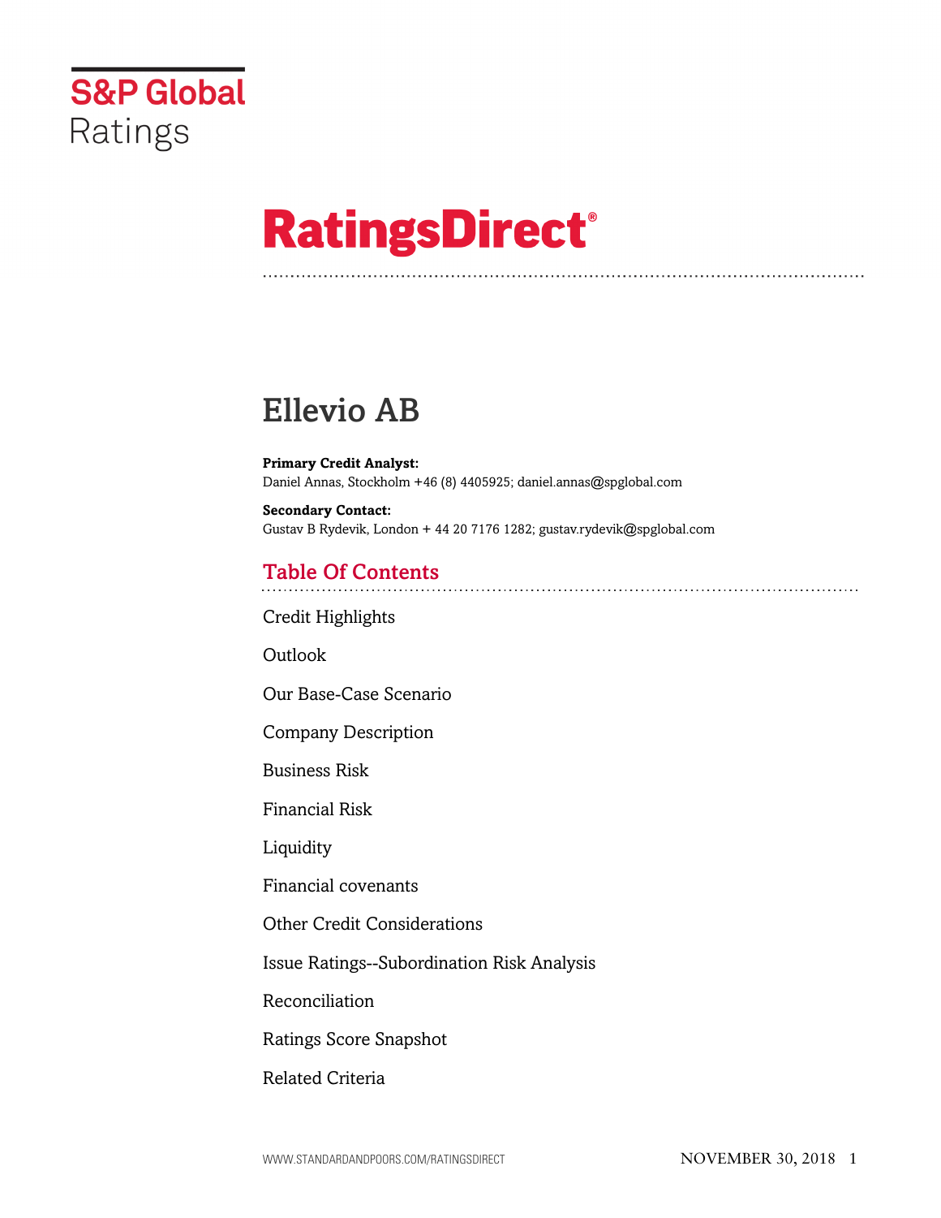S&P Global Ratings

# RatingsDirect®

# Ellevio AB

**Primary Credit Analyst:**
Daniel Annas, Stockholm +46 (8) 4405925; daniel.annas@spglobal.com

**Secondary Contact:**
Gustav B Rydevik, London + 44 20 7176 1282; gustav.rydevik@spglobal.com

## Table Of Contents

Credit Highlights

Outlook

Our Base-Case Scenario

Company Description

Business Risk

Financial Risk

Liquidity

Financial covenants

Other Credit Considerations

Issue Ratings--Subordination Risk Analysis

Reconciliation

Ratings Score Snapshot

Related Criteria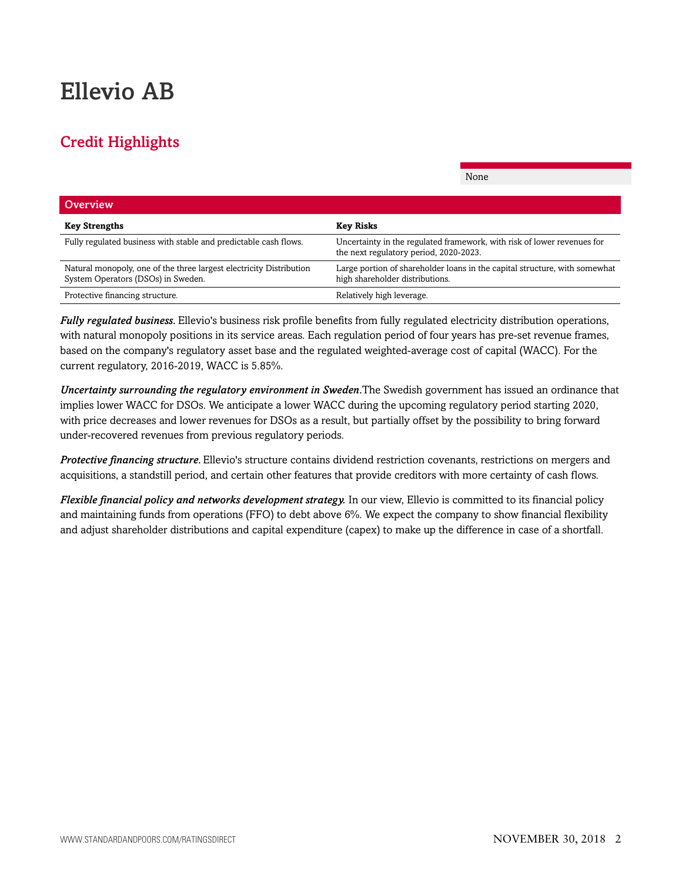# Ellevio AB

## Credit Highlights

None

| Overview | |
|---|---|
| **Key Strengths** | **Key Risks** |
| Fully regulated business with stable and predictable cash flows. | Uncertainty in the regulated framework, with risk of lower revenues for the next regulatory period, 2020-2023. |
| Natural monopoly, one of the three largest electricity Distribution System Operators (DSOs) in Sweden. | Large portion of shareholder loans in the capital structure, with somewhat high shareholder distributions. |
| Protective financing structure. | Relatively high leverage. |

***Fully regulated business.*** Ellevio's business risk profile benefits from fully regulated electricity distribution operations, with natural monopoly positions in its service areas. Each regulation period of four years has pre-set revenue frames, based on the company's regulatory asset base and the regulated weighted-average cost of capital (WACC). For the current regulatory, 2016-2019, WACC is 5.85%.

***Uncertainty surrounding the regulatory environment in Sweden.***The Swedish government has issued an ordinance that implies lower WACC for DSOs. We anticipate a lower WACC during the upcoming regulatory period starting 2020, with price decreases and lower revenues for DSOs as a result, but partially offset by the possibility to bring forward under-recovered revenues from previous regulatory periods.

***Protective financing structure.*** Ellevio's structure contains dividend restriction covenants, restrictions on mergers and acquisitions, a standstill period, and certain other features that provide creditors with more certainty of cash flows.

***Flexible financial policy and networks development strategy.*** In our view, Ellevio is committed to its financial policy and maintaining funds from operations (FFO) to debt above 6%. We expect the company to show financial flexibility and adjust shareholder distributions and capital expenditure (capex) to make up the difference in case of a shortfall.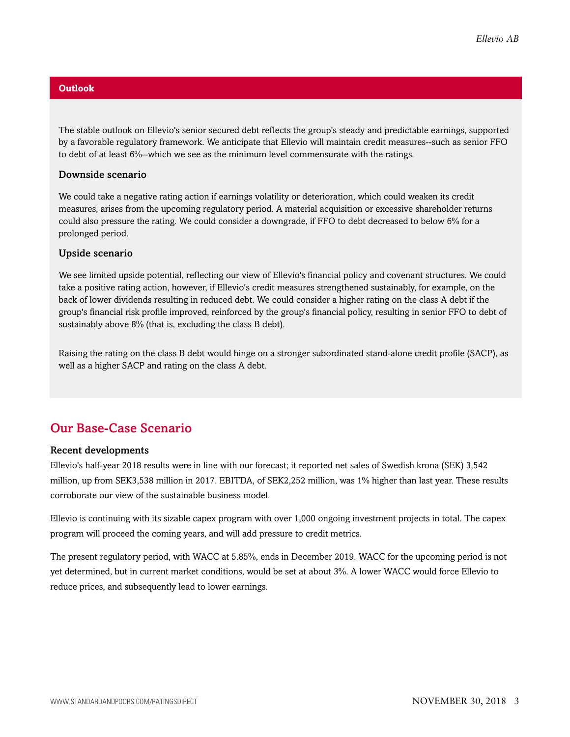## Outlook

The stable outlook on Ellevio's senior secured debt reflects the group's steady and predictable earnings, supported by a favorable regulatory framework. We anticipate that Ellevio will maintain credit measures--such as senior FFO to debt of at least 6%--which we see as the minimum level commensurate with the ratings.

### Downside scenario

We could take a negative rating action if earnings volatility or deterioration, which could weaken its credit measures, arises from the upcoming regulatory period. A material acquisition or excessive shareholder returns could also pressure the rating. We could consider a downgrade, if FFO to debt decreased to below 6% for a prolonged period.

### Upside scenario

We see limited upside potential, reflecting our view of Ellevio's financial policy and covenant structures. We could take a positive rating action, however, if Ellevio's credit measures strengthened sustainably, for example, on the back of lower dividends resulting in reduced debt. We could consider a higher rating on the class A debt if the group's financial risk profile improved, reinforced by the group's financial policy, resulting in senior FFO to debt of sustainably above 8% (that is, excluding the class B debt).

Raising the rating on the class B debt would hinge on a stronger subordinated stand-alone credit profile (SACP), as well as a higher SACP and rating on the class A debt.

## Our Base-Case Scenario

### Recent developments

Ellevio's half-year 2018 results were in line with our forecast; it reported net sales of Swedish krona (SEK) 3,542 million, up from SEK3,538 million in 2017. EBITDA, of SEK2,252 million, was 1% higher than last year. These results corroborate our view of the sustainable business model.

Ellevio is continuing with its sizable capex program with over 1,000 ongoing investment projects in total. The capex program will proceed the coming years, and will add pressure to credit metrics.

The present regulatory period, with WACC at 5.85%, ends in December 2019. WACC for the upcoming period is not yet determined, but in current market conditions, would be set at about 3%. A lower WACC would force Ellevio to reduce prices, and subsequently lead to lower earnings.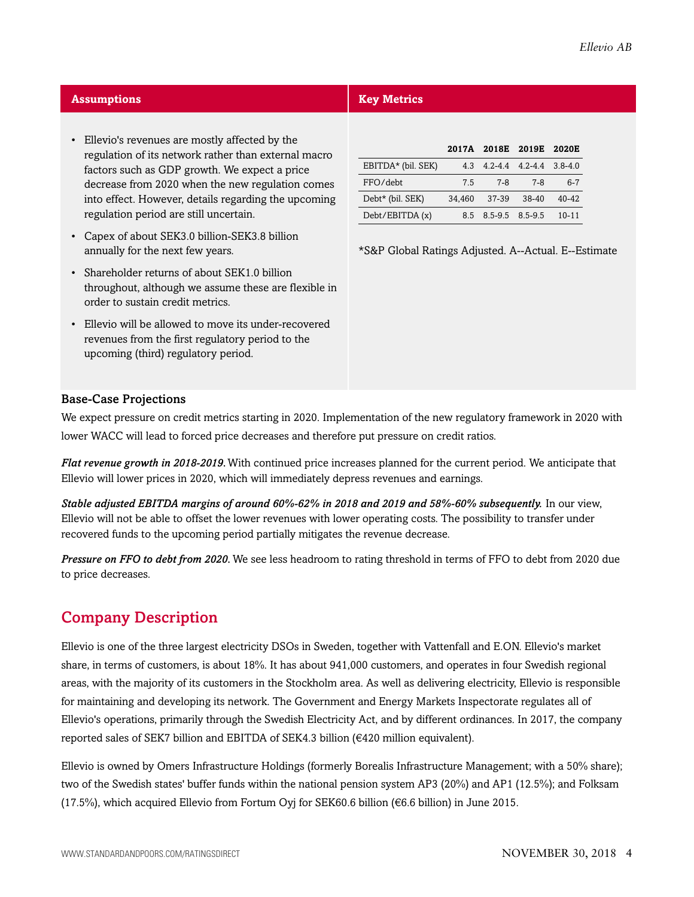| Assumptions | Key Metrics |
|---|---|

**Assumptions**

- Ellevio's revenues are mostly affected by the regulation of its network rather than external macro factors such as GDP growth. We expect a price decrease from 2020 when the new regulation comes into effect. However, details regarding the upcoming regulation period are still uncertain.
- Capex of about SEK3.0 billion-SEK3.8 billion annually for the next few years.
- Shareholder returns of about SEK1.0 billion throughout, although we assume these are flexible in order to sustain credit metrics.
- Ellevio will be allowed to move its under-recovered revenues from the first regulatory period to the upcoming (third) regulatory period.

**Key Metrics**

| | 2017A | 2018E | 2019E | 2020E |
|---|---|---|---|---|
| EBITDA* (bil. SEK) | 4.3 | 4.2-4.4 | 4.2-4.4 | 3.8-4.0 |
| FFO/debt | 7.5 | 7-8 | 7-8 | 6-7 |
| Debt* (bil. SEK) | 34,460 | 37-39 | 38-40 | 40-42 |
| Debt/EBITDA (x) | 8.5 | 8.5-9.5 | 8.5-9.5 | 10-11 |

*S&P Global Ratings Adjusted. A--Actual. E--Estimate

### Base-Case Projections

We expect pressure on credit metrics starting in 2020. Implementation of the new regulatory framework in 2020 with lower WACC will lead to forced price decreases and therefore put pressure on credit ratios.

***Flat revenue growth in 2018-2019.*** With continued price increases planned for the current period. We anticipate that Ellevio will lower prices in 2020, which will immediately depress revenues and earnings.

***Stable adjusted EBITDA margins of around 60%-62% in 2018 and 2019 and 58%-60% subsequently.*** In our view, Ellevio will not be able to offset the lower revenues with lower operating costs. The possibility to transfer under recovered funds to the upcoming period partially mitigates the revenue decrease.

***Pressure on FFO to debt from 2020.*** We see less headroom to rating threshold in terms of FFO to debt from 2020 due to price decreases.

## Company Description

Ellevio is one of the three largest electricity DSOs in Sweden, together with Vattenfall and E.ON. Ellevio's market share, in terms of customers, is about 18%. It has about 941,000 customers, and operates in four Swedish regional areas, with the majority of its customers in the Stockholm area. As well as delivering electricity, Ellevio is responsible for maintaining and developing its network. The Government and Energy Markets Inspectorate regulates all of Ellevio's operations, primarily through the Swedish Electricity Act, and by different ordinances. In 2017, the company reported sales of SEK7 billion and EBITDA of SEK4.3 billion (€420 million equivalent).

Ellevio is owned by Omers Infrastructure Holdings (formerly Borealis Infrastructure Management; with a 50% share); two of the Swedish states' buffer funds within the national pension system AP3 (20%) and AP1 (12.5%); and Folksam (17.5%), which acquired Ellevio from Fortum Oyj for SEK60.6 billion (€6.6 billion) in June 2015.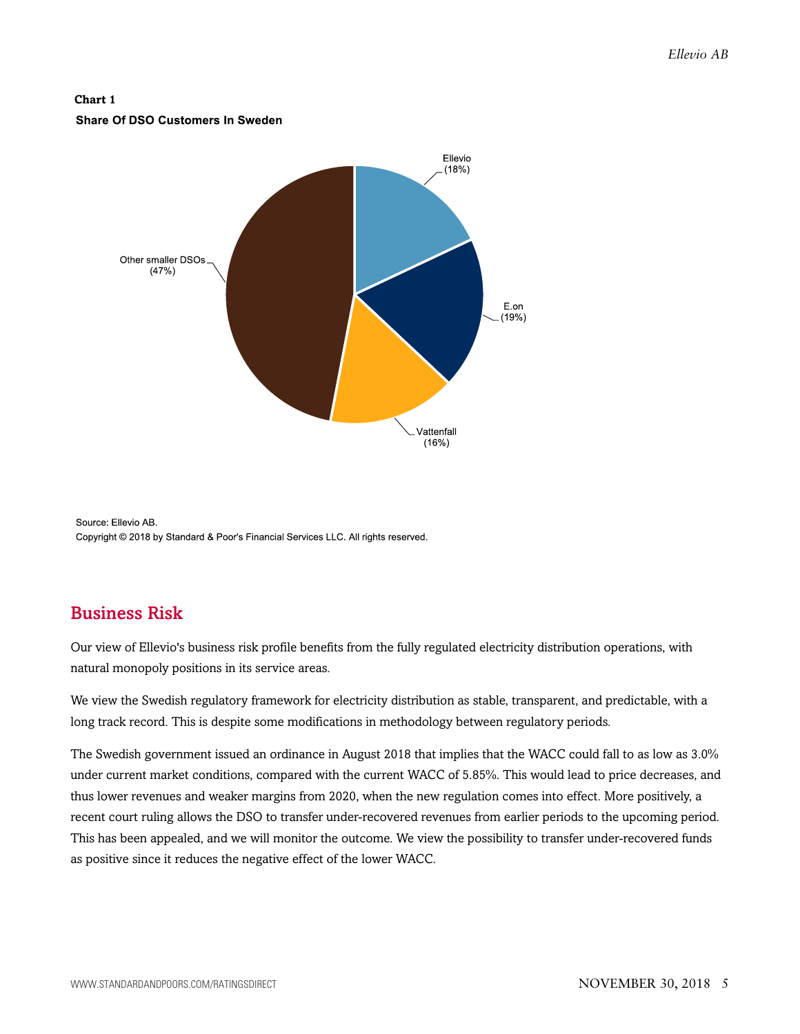**Chart 1**

**Share Of DSO Customers In Sweden**

Ellevio (18%)

E.on (19%)

Vattenfall (16%)

Other smaller DSOs (47%)

Source: Ellevio AB.

Copyright © 2018 by Standard & Poor's Financial Services LLC. All rights reserved.

## Business Risk

Our view of Ellevio's business risk profile benefits from the fully regulated electricity distribution operations, with natural monopoly positions in its service areas.

We view the Swedish regulatory framework for electricity distribution as stable, transparent, and predictable, with a long track record. This is despite some modifications in methodology between regulatory periods.

The Swedish government issued an ordinance in August 2018 that implies that the WACC could fall to as low as 3.0% under current market conditions, compared with the current WACC of 5.85%. This would lead to price decreases, and thus lower revenues and weaker margins from 2020, when the new regulation comes into effect. More positively, a recent court ruling allows the DSO to transfer under-recovered revenues from earlier periods to the upcoming period. This has been appealed, and we will monitor the outcome. We view the possibility to transfer under-recovered funds as positive since it reduces the negative effect of the lower WACC.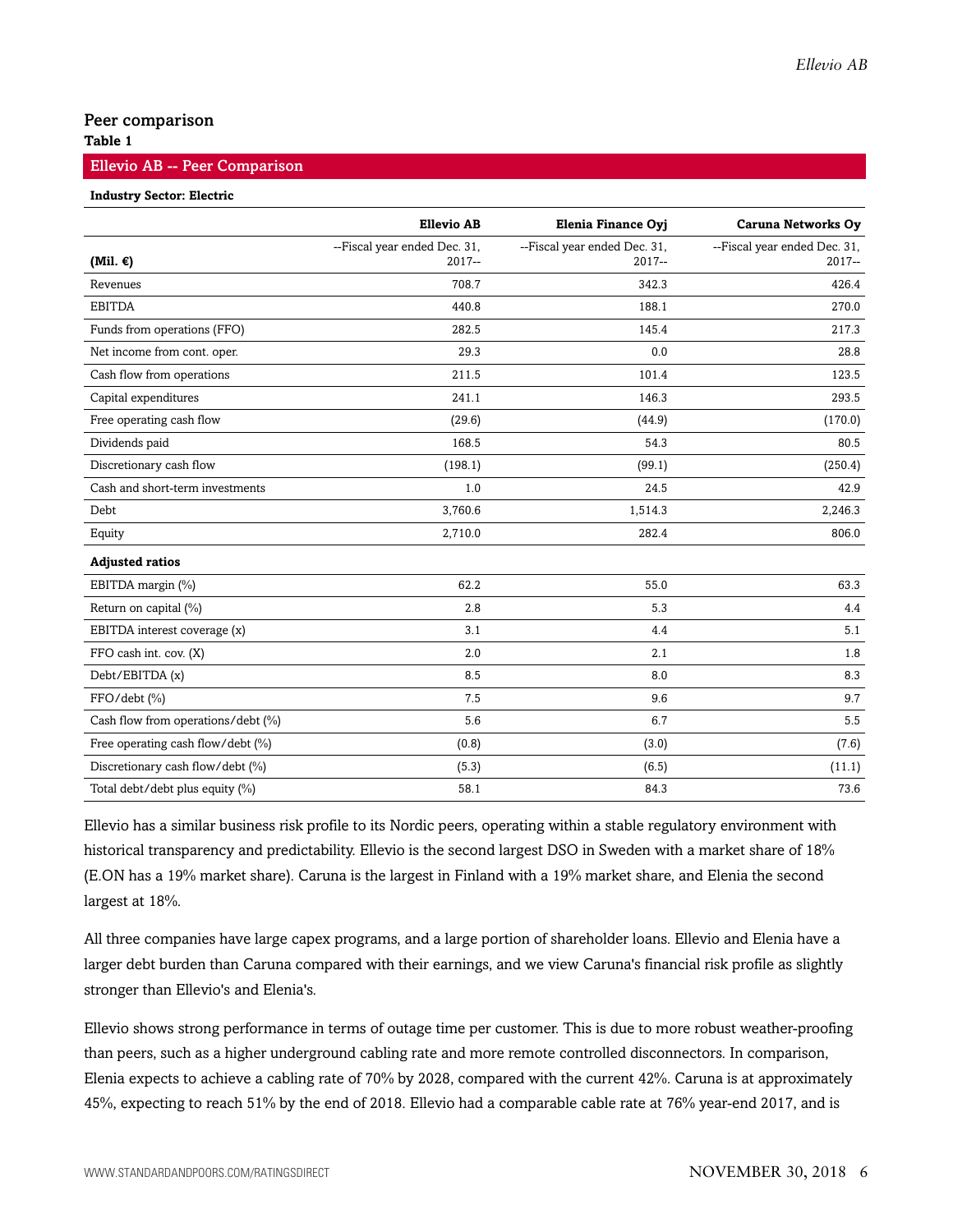## Peer comparison

**Table 1**

**Ellevio AB -- Peer Comparison**

**Industry Sector: Electric**

| (Mil. €) | Ellevio AB<br>--Fiscal year ended Dec. 31, 2017-- | Elenia Finance Oyj<br>--Fiscal year ended Dec. 31, 2017-- | Caruna Networks Oy<br>--Fiscal year ended Dec. 31, 2017-- |
|---|---|---|---|
| Revenues | 708.7 | 342.3 | 426.4 |
| EBITDA | 440.8 | 188.1 | 270.0 |
| Funds from operations (FFO) | 282.5 | 145.4 | 217.3 |
| Net income from cont. oper. | 29.3 | 0.0 | 28.8 |
| Cash flow from operations | 211.5 | 101.4 | 123.5 |
| Capital expenditures | 241.1 | 146.3 | 293.5 |
| Free operating cash flow | (29.6) | (44.9) | (170.0) |
| Dividends paid | 168.5 | 54.3 | 80.5 |
| Discretionary cash flow | (198.1) | (99.1) | (250.4) |
| Cash and short-term investments | 1.0 | 24.5 | 42.9 |
| Debt | 3,760.6 | 1,514.3 | 2,246.3 |
| Equity | 2,710.0 | 282.4 | 806.0 |
| **Adjusted ratios** | | | |
| EBITDA margin (%) | 62.2 | 55.0 | 63.3 |
| Return on capital (%) | 2.8 | 5.3 | 4.4 |
| EBITDA interest coverage (x) | 3.1 | 4.4 | 5.1 |
| FFO cash int. cov. (X) | 2.0 | 2.1 | 1.8 |
| Debt/EBITDA (x) | 8.5 | 8.0 | 8.3 |
| FFO/debt (%) | 7.5 | 9.6 | 9.7 |
| Cash flow from operations/debt (%) | 5.6 | 6.7 | 5.5 |
| Free operating cash flow/debt (%) | (0.8) | (3.0) | (7.6) |
| Discretionary cash flow/debt (%) | (5.3) | (6.5) | (11.1) |
| Total debt/debt plus equity (%) | 58.1 | 84.3 | 73.6 |

Ellevio has a similar business risk profile to its Nordic peers, operating within a stable regulatory environment with historical transparency and predictability. Ellevio is the second largest DSO in Sweden with a market share of 18% (E.ON has a 19% market share). Caruna is the largest in Finland with a 19% market share, and Elenia the second largest at 18%.

All three companies have large capex programs, and a large portion of shareholder loans. Ellevio and Elenia have a larger debt burden than Caruna compared with their earnings, and we view Caruna's financial risk profile as slightly stronger than Ellevio's and Elenia's.

Ellevio shows strong performance in terms of outage time per customer. This is due to more robust weather-proofing than peers, such as a higher underground cabling rate and more remote controlled disconnectors. In comparison, Elenia expects to achieve a cabling rate of 70% by 2028, compared with the current 42%. Caruna is at approximately 45%, expecting to reach 51% by the end of 2018. Ellevio had a comparable cable rate at 76% year-end 2017, and is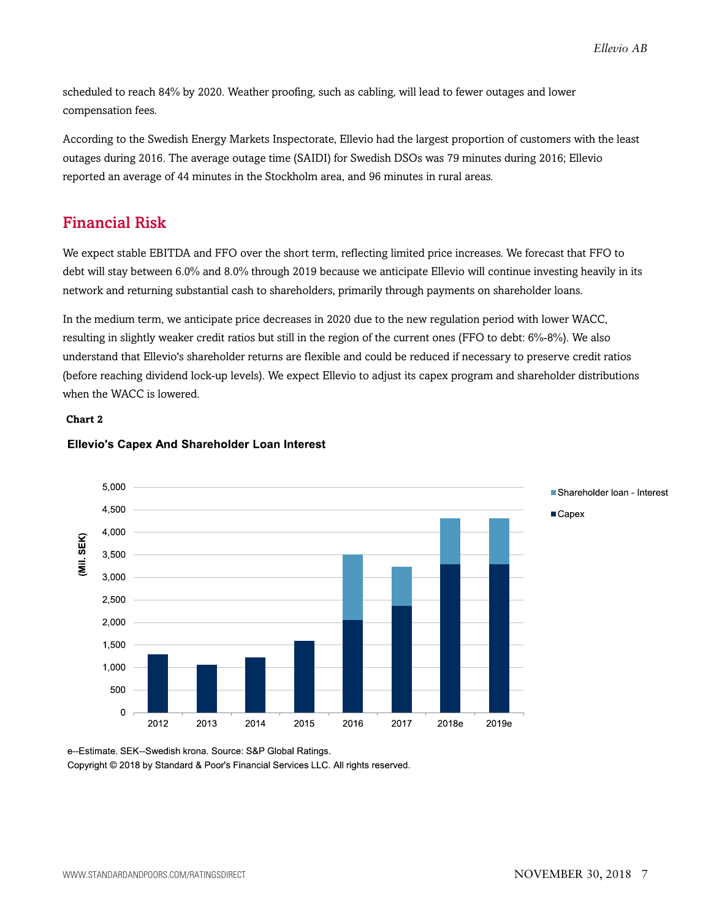scheduled to reach 84% by 2020. Weather proofing, such as cabling, will lead to fewer outages and lower compensation fees.

According to the Swedish Energy Markets Inspectorate, Ellevio had the largest proportion of customers with the least outages during 2016. The average outage time (SAIDI) for Swedish DSOs was 79 minutes during 2016; Ellevio reported an average of 44 minutes in the Stockholm area, and 96 minutes in rural areas.

## Financial Risk

We expect stable EBITDA and FFO over the short term, reflecting limited price increases. We forecast that FFO to debt will stay between 6.0% and 8.0% through 2019 because we anticipate Ellevio will continue investing heavily in its network and returning substantial cash to shareholders, primarily through payments on shareholder loans.

In the medium term, we anticipate price decreases in 2020 due to the new regulation period with lower WACC, resulting in slightly weaker credit ratios but still in the region of the current ones (FFO to debt: 6%-8%). We also understand that Ellevio's shareholder returns are flexible and could be reduced if necessary to preserve credit ratios (before reaching dividend lock-up levels). We expect Ellevio to adjust its capex program and shareholder distributions when the WACC is lowered.

**Chart 2**

**Ellevio's Capex And Shareholder Loan Interest**

e--Estimate. SEK--Swedish krona. Source: S&P Global Ratings.

Copyright © 2018 by Standard & Poor's Financial Services LLC. All rights reserved.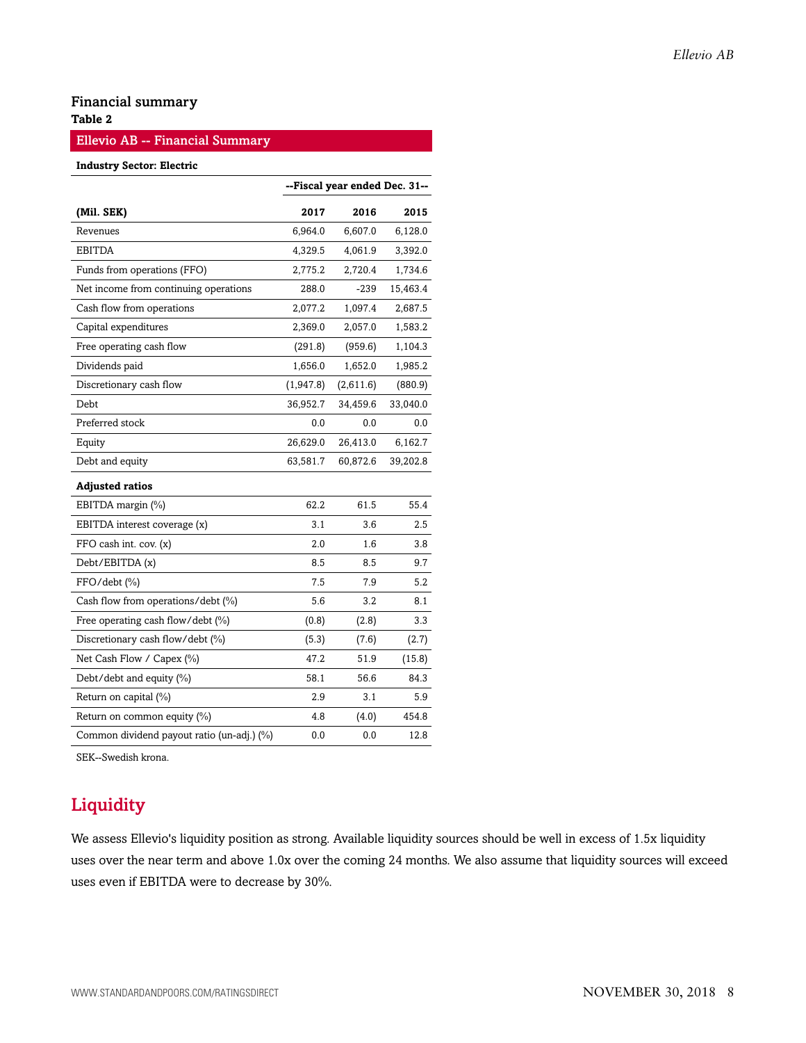## Financial summary

**Table 2**

**Ellevio AB -- Financial Summary**

**Industry Sector: Electric**

| | --Fiscal year ended Dec. 31-- | | |
|---|---|---|---|
| **(Mil. SEK)** | **2017** | **2016** | **2015** |
| Revenues | 6,964.0 | 6,607.0 | 6,128.0 |
| EBITDA | 4,329.5 | 4,061.9 | 3,392.0 |
| Funds from operations (FFO) | 2,775.2 | 2,720.4 | 1,734.6 |
| Net income from continuing operations | 288.0 | -239 | 15,463.4 |
| Cash flow from operations | 2,077.2 | 1,097.4 | 2,687.5 |
| Capital expenditures | 2,369.0 | 2,057.0 | 1,583.2 |
| Free operating cash flow | (291.8) | (959.6) | 1,104.3 |
| Dividends paid | 1,656.0 | 1,652.0 | 1,985.2 |
| Discretionary cash flow | (1,947.8) | (2,611.6) | (880.9) |
| Debt | 36,952.7 | 34,459.6 | 33,040.0 |
| Preferred stock | 0.0 | 0.0 | 0.0 |
| Equity | 26,629.0 | 26,413.0 | 6,162.7 |
| Debt and equity | 63,581.7 | 60,872.6 | 39,202.8 |
| **Adjusted ratios** | | | |
| EBITDA margin (%) | 62.2 | 61.5 | 55.4 |
| EBITDA interest coverage (x) | 3.1 | 3.6 | 2.5 |
| FFO cash int. cov. (x) | 2.0 | 1.6 | 3.8 |
| Debt/EBITDA (x) | 8.5 | 8.5 | 9.7 |
| FFO/debt (%) | 7.5 | 7.9 | 5.2 |
| Cash flow from operations/debt (%) | 5.6 | 3.2 | 8.1 |
| Free operating cash flow/debt (%) | (0.8) | (2.8) | 3.3 |
| Discretionary cash flow/debt (%) | (5.3) | (7.6) | (2.7) |
| Net Cash Flow / Capex (%) | 47.2 | 51.9 | (15.8) |
| Debt/debt and equity (%) | 58.1 | 56.6 | 84.3 |
| Return on capital (%) | 2.9 | 3.1 | 5.9 |
| Return on common equity (%) | 4.8 | (4.0) | 454.8 |
| Common dividend payout ratio (un-adj.) (%) | 0.0 | 0.0 | 12.8 |

SEK--Swedish krona.

## Liquidity

We assess Ellevio's liquidity position as strong. Available liquidity sources should be well in excess of 1.5x liquidity uses over the near term and above 1.0x over the coming 24 months. We also assume that liquidity sources will exceed uses even if EBITDA were to decrease by 30%.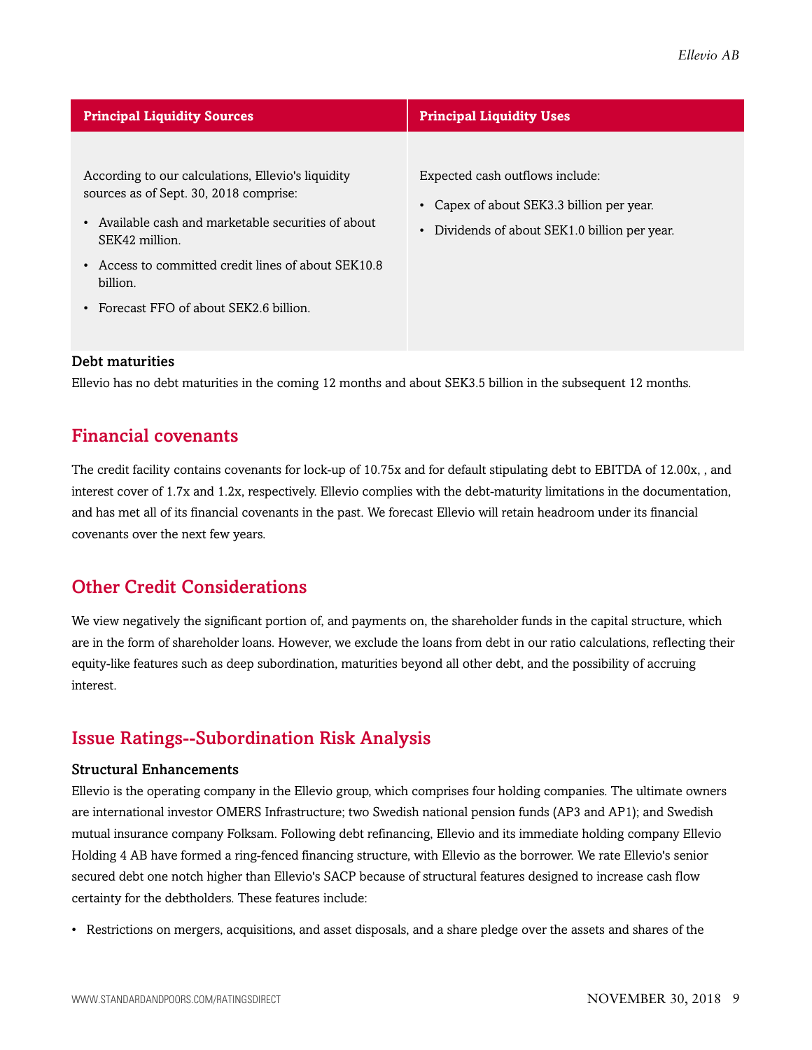| Principal Liquidity Sources | Principal Liquidity Uses |
| --- | --- |
| According to our calculations, Ellevio's liquidity sources as of Sept. 30, 2018 comprise:<br>• Available cash and marketable securities of about SEK42 million.<br>• Access to committed credit lines of about SEK10.8 billion.<br>• Forecast FFO of about SEK2.6 billion. | Expected cash outflows include:<br>• Capex of about SEK3.3 billion per year.<br>• Dividends of about SEK1.0 billion per year. |

### Debt maturities

Ellevio has no debt maturities in the coming 12 months and about SEK3.5 billion in the subsequent 12 months.

## Financial covenants

The credit facility contains covenants for lock-up of 10.75x and for default stipulating debt to EBITDA of 12.00x, , and interest cover of 1.7x and 1.2x, respectively. Ellevio complies with the debt-maturity limitations in the documentation, and has met all of its financial covenants in the past. We forecast Ellevio will retain headroom under its financial covenants over the next few years.

## Other Credit Considerations

We view negatively the significant portion of, and payments on, the shareholder funds in the capital structure, which are in the form of shareholder loans. However, we exclude the loans from debt in our ratio calculations, reflecting their equity-like features such as deep subordination, maturities beyond all other debt, and the possibility of accruing interest.

## Issue Ratings--Subordination Risk Analysis

### Structural Enhancements

Ellevio is the operating company in the Ellevio group, which comprises four holding companies. The ultimate owners are international investor OMERS Infrastructure; two Swedish national pension funds (AP3 and AP1); and Swedish mutual insurance company Folksam. Following debt refinancing, Ellevio and its immediate holding company Ellevio Holding 4 AB have formed a ring-fenced financing structure, with Ellevio as the borrower. We rate Ellevio's senior secured debt one notch higher than Ellevio's SACP because of structural features designed to increase cash flow certainty for the debtholders. These features include:

- Restrictions on mergers, acquisitions, and asset disposals, and a share pledge over the assets and shares of the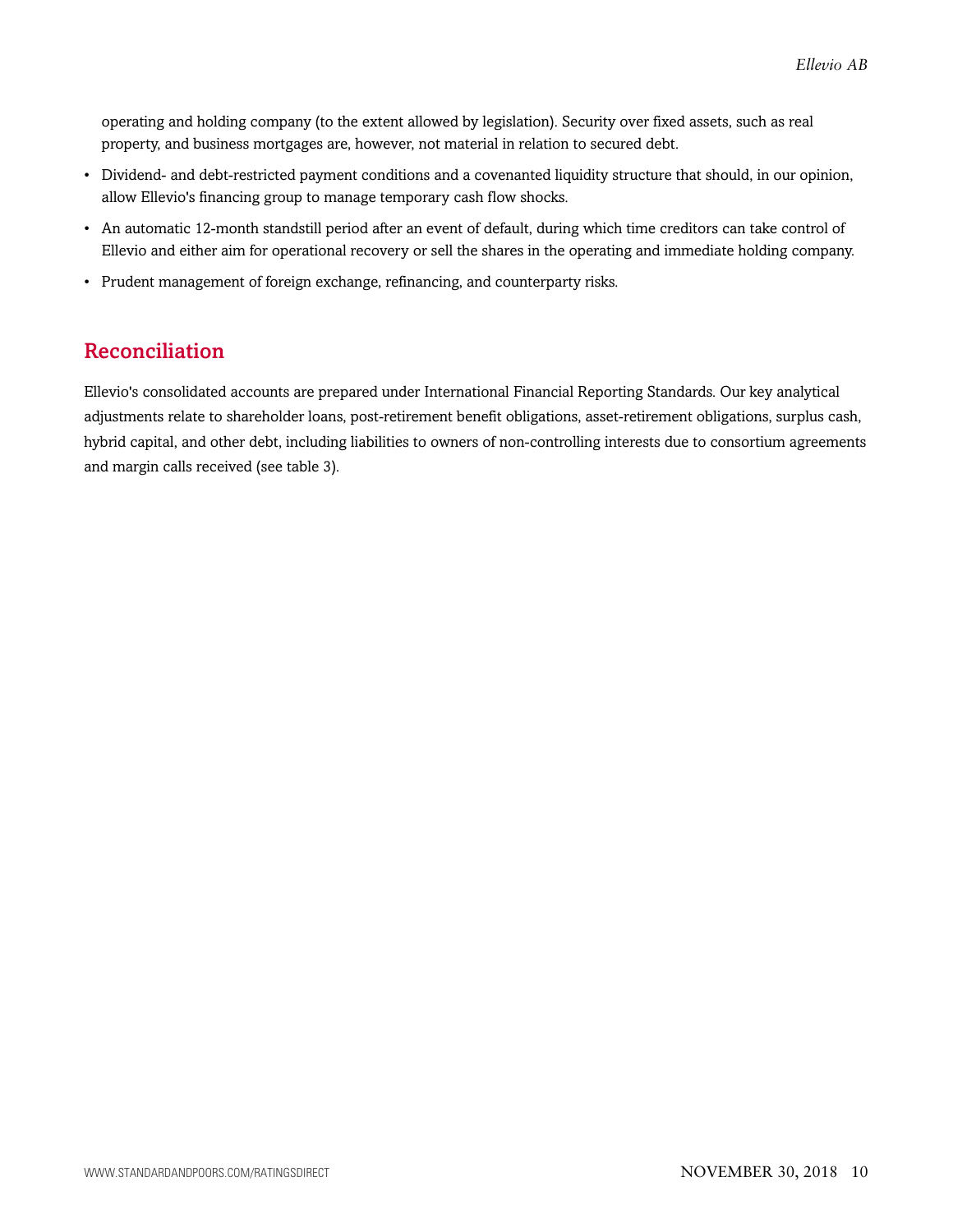operating and holding company (to the extent allowed by legislation). Security over fixed assets, such as real property, and business mortgages are, however, not material in relation to secured debt.

- Dividend- and debt-restricted payment conditions and a covenanted liquidity structure that should, in our opinion, allow Ellevio's financing group to manage temporary cash flow shocks.
- An automatic 12-month standstill period after an event of default, during which time creditors can take control of Ellevio and either aim for operational recovery or sell the shares in the operating and immediate holding company.
- Prudent management of foreign exchange, refinancing, and counterparty risks.

## Reconciliation

Ellevio's consolidated accounts are prepared under International Financial Reporting Standards. Our key analytical adjustments relate to shareholder loans, post-retirement benefit obligations, asset-retirement obligations, surplus cash, hybrid capital, and other debt, including liabilities to owners of non-controlling interests due to consortium agreements and margin calls received (see table 3).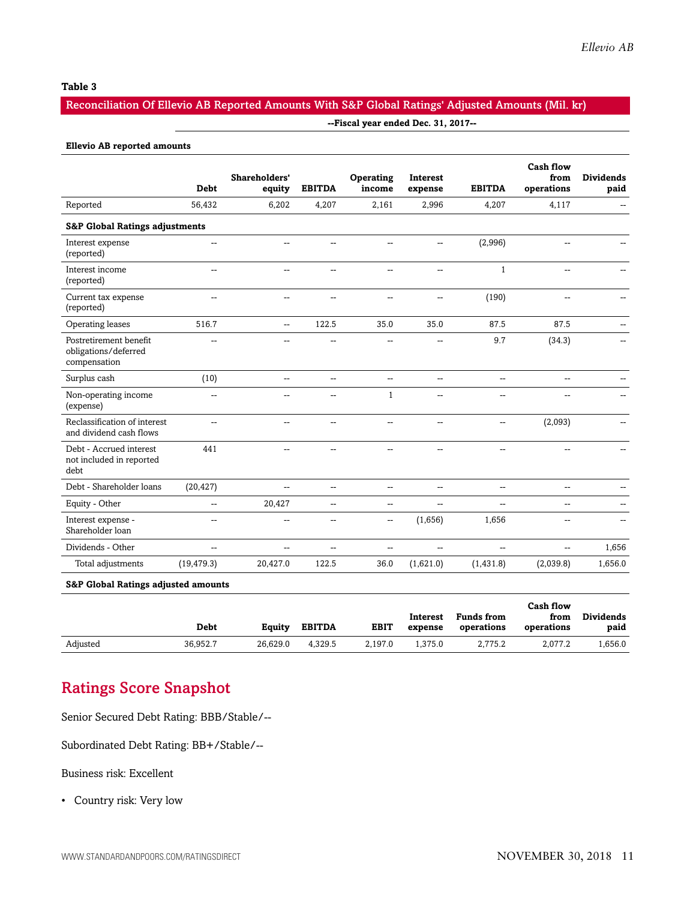**Table 3**

**Reconciliation Of Ellevio AB Reported Amounts With S&P Global Ratings' Adjusted Amounts (Mil. kr)**

--Fiscal year ended Dec. 31, 2017--

**Ellevio AB reported amounts**

| | Debt | Shareholders' equity | EBITDA | Operating income | Interest expense | EBITDA | Cash flow from operations | Dividends paid |
|---|---|---|---|---|---|---|---|---|
| Reported | 56,432 | 6,202 | 4,207 | 2,161 | 2,996 | 4,207 | 4,117 | -- |
| **S&P Global Ratings adjustments** | | | | | | | | |
| Interest expense (reported) | -- | -- | -- | -- | -- | (2,996) | -- | -- |
| Interest income (reported) | -- | -- | -- | -- | -- | 1 | -- | -- |
| Current tax expense (reported) | -- | -- | -- | -- | -- | (190) | -- | -- |
| Operating leases | 516.7 | -- | 122.5 | 35.0 | 35.0 | 87.5 | 87.5 | -- |
| Postretirement benefit obligations/deferred compensation | -- | -- | -- | -- | -- | 9.7 | (34.3) | -- |
| Surplus cash | (10) | -- | -- | -- | -- | -- | -- | -- |
| Non-operating income (expense) | -- | -- | -- | 1 | -- | -- | -- | -- |
| Reclassification of interest and dividend cash flows | -- | -- | -- | -- | -- | -- | (2,093) | -- |
| Debt - Accrued interest not included in reported debt | 441 | -- | -- | -- | -- | -- | -- | -- |
| Debt - Shareholder loans | (20,427) | -- | -- | -- | -- | -- | -- | -- |
| Equity - Other | -- | 20,427 | -- | -- | -- | -- | -- | -- |
| Interest expense - Shareholder loan | -- | -- | -- | -- | (1,656) | 1,656 | -- | -- |
| Dividends - Other | -- | -- | -- | -- | -- | -- | -- | 1,656 |
| Total adjustments | (19,479.3) | 20,427.0 | 122.5 | 36.0 | (1,621.0) | (1,431.8) | (2,039.8) | 1,656.0 |

**S&P Global Ratings adjusted amounts**

| | Debt | Equity | EBITDA | EBIT | Interest expense | Funds from operations | Cash flow from operations | Dividends paid |
|---|---|---|---|---|---|---|---|---|
| Adjusted | 36,952.7 | 26,629.0 | 4,329.5 | 2,197.0 | 1,375.0 | 2,775.2 | 2,077.2 | 1,656.0 |

## Ratings Score Snapshot

Senior Secured Debt Rating: BBB/Stable/--

Subordinated Debt Rating: BB+/Stable/--

Business risk: Excellent

- Country risk: Very low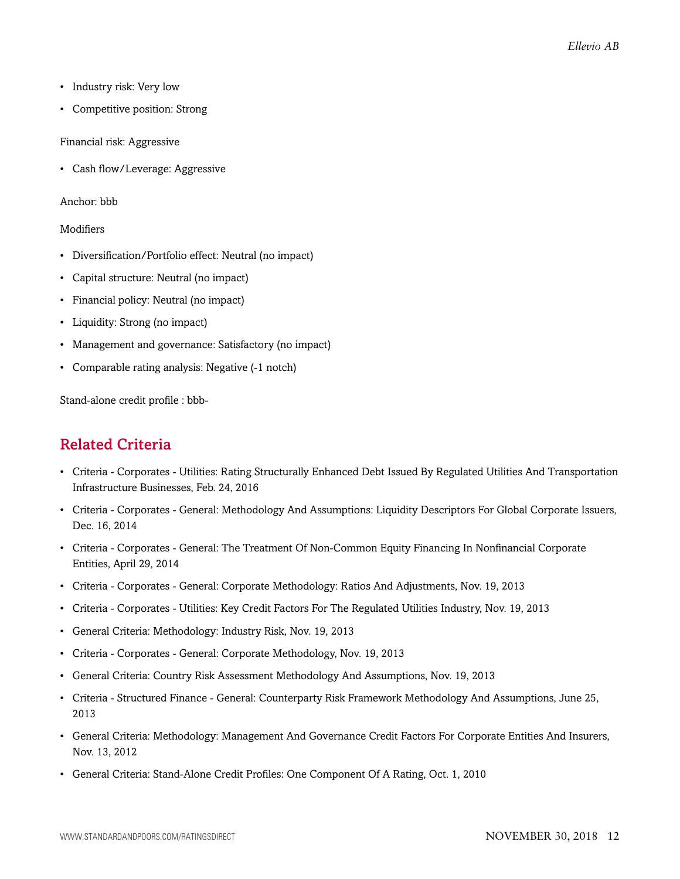- Industry risk: Very low
- Competitive position: Strong

Financial risk: Aggressive

- Cash flow/Leverage: Aggressive

Anchor: bbb

Modifiers

- Diversification/Portfolio effect: Neutral (no impact)
- Capital structure: Neutral (no impact)
- Financial policy: Neutral (no impact)
- Liquidity: Strong (no impact)
- Management and governance: Satisfactory (no impact)
- Comparable rating analysis: Negative (-1 notch)

Stand-alone credit profile : bbb-

## Related Criteria

- Criteria - Corporates - Utilities: Rating Structurally Enhanced Debt Issued By Regulated Utilities And Transportation Infrastructure Businesses, Feb. 24, 2016
- Criteria - Corporates - General: Methodology And Assumptions: Liquidity Descriptors For Global Corporate Issuers, Dec. 16, 2014
- Criteria - Corporates - General: The Treatment Of Non-Common Equity Financing In Nonfinancial Corporate Entities, April 29, 2014
- Criteria - Corporates - General: Corporate Methodology: Ratios And Adjustments, Nov. 19, 2013
- Criteria - Corporates - Utilities: Key Credit Factors For The Regulated Utilities Industry, Nov. 19, 2013
- General Criteria: Methodology: Industry Risk, Nov. 19, 2013
- Criteria - Corporates - General: Corporate Methodology, Nov. 19, 2013
- General Criteria: Country Risk Assessment Methodology And Assumptions, Nov. 19, 2013
- Criteria - Structured Finance - General: Counterparty Risk Framework Methodology And Assumptions, June 25, 2013
- General Criteria: Methodology: Management And Governance Credit Factors For Corporate Entities And Insurers, Nov. 13, 2012
- General Criteria: Stand-Alone Credit Profiles: One Component Of A Rating, Oct. 1, 2010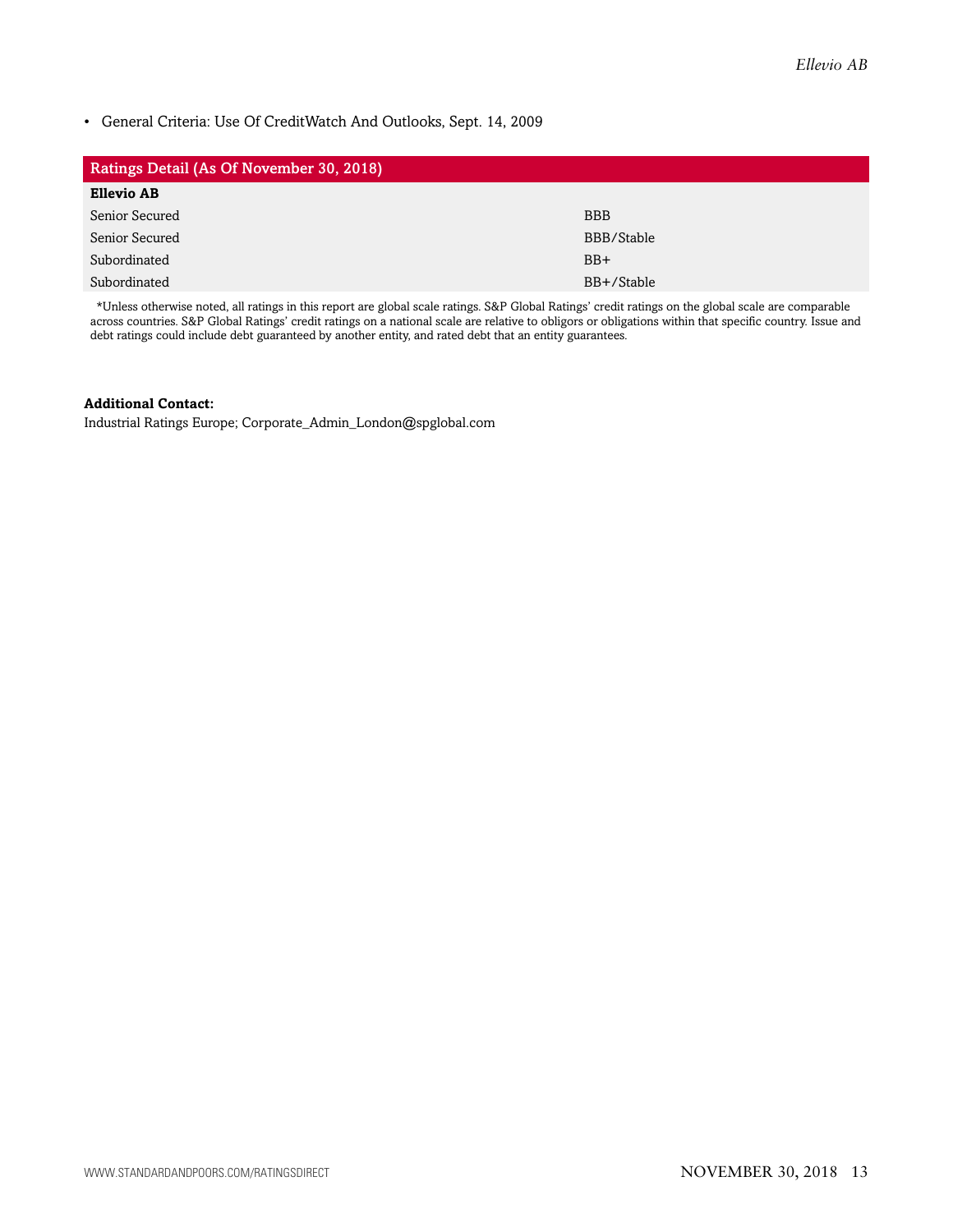- General Criteria: Use Of CreditWatch And Outlooks, Sept. 14, 2009

| Ratings Detail (As Of November 30, 2018) | |
|---|---|
| **Ellevio AB** | |
| Senior Secured | BBB |
| Senior Secured | BBB/Stable |
| Subordinated | BB+ |
| Subordinated | BB+/Stable |

*Unless otherwise noted, all ratings in this report are global scale ratings. S&P Global Ratings' credit ratings on the global scale are comparable across countries. S&P Global Ratings' credit ratings on a national scale are relative to obligors or obligations within that specific country. Issue and debt ratings could include debt guaranteed by another entity, and rated debt that an entity guarantees.

**Additional Contact:**
Industrial Ratings Europe; Corporate_Admin_London@spglobal.com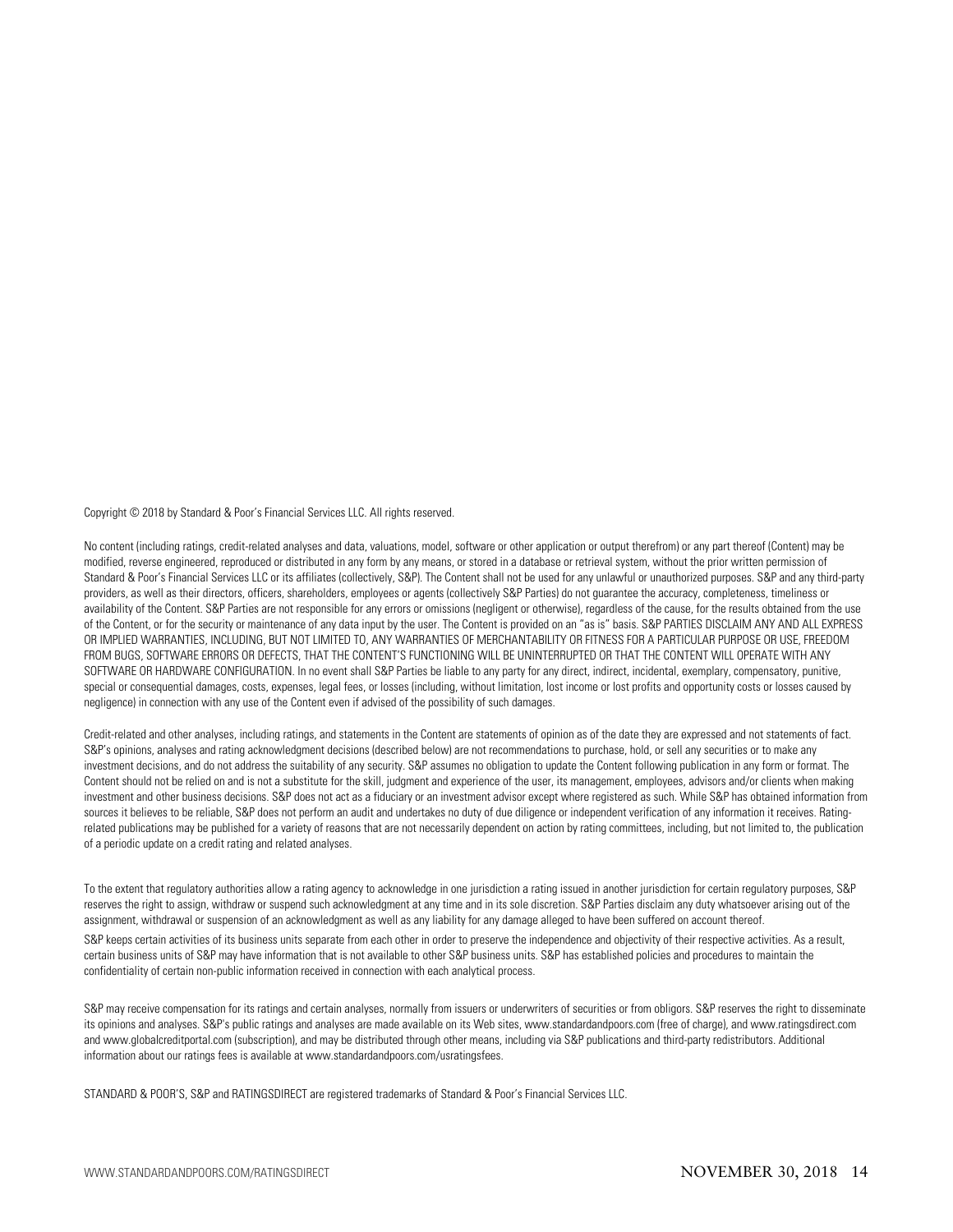Copyright © 2018 by Standard & Poor's Financial Services LLC. All rights reserved.

No content (including ratings, credit-related analyses and data, valuations, model, software or other application or output therefrom) or any part thereof (Content) may be modified, reverse engineered, reproduced or distributed in any form by any means, or stored in a database or retrieval system, without the prior written permission of Standard & Poor's Financial Services LLC or its affiliates (collectively, S&P). The Content shall not be used for any unlawful or unauthorized purposes. S&P and any third-party providers, as well as their directors, officers, shareholders, employees or agents (collectively S&P Parties) do not guarantee the accuracy, completeness, timeliness or availability of the Content. S&P Parties are not responsible for any errors or omissions (negligent or otherwise), regardless of the cause, for the results obtained from the use of the Content, or for the security or maintenance of any data input by the user. The Content is provided on an "as is" basis. S&P PARTIES DISCLAIM ANY AND ALL EXPRESS OR IMPLIED WARRANTIES, INCLUDING, BUT NOT LIMITED TO, ANY WARRANTIES OF MERCHANTABILITY OR FITNESS FOR A PARTICULAR PURPOSE OR USE, FREEDOM FROM BUGS, SOFTWARE ERRORS OR DEFECTS, THAT THE CONTENT'S FUNCTIONING WILL BE UNINTERRUPTED OR THAT THE CONTENT WILL OPERATE WITH ANY SOFTWARE OR HARDWARE CONFIGURATION. In no event shall S&P Parties be liable to any party for any direct, indirect, incidental, exemplary, compensatory, punitive, special or consequential damages, costs, expenses, legal fees, or losses (including, without limitation, lost income or lost profits and opportunity costs or losses caused by negligence) in connection with any use of the Content even if advised of the possibility of such damages.

Credit-related and other analyses, including ratings, and statements in the Content are statements of opinion as of the date they are expressed and not statements of fact. S&P's opinions, analyses and rating acknowledgment decisions (described below) are not recommendations to purchase, hold, or sell any securities or to make any investment decisions, and do not address the suitability of any security. S&P assumes no obligation to update the Content following publication in any form or format. The Content should not be relied on and is not a substitute for the skill, judgment and experience of the user, its management, employees, advisors and/or clients when making investment and other business decisions. S&P does not act as a fiduciary or an investment advisor except where registered as such. While S&P has obtained information from sources it believes to be reliable, S&P does not perform an audit and undertakes no duty of due diligence or independent verification of any information it receives. Rating-related publications may be published for a variety of reasons that are not necessarily dependent on action by rating committees, including, but not limited to, the publication of a periodic update on a credit rating and related analyses.

To the extent that regulatory authorities allow a rating agency to acknowledge in one jurisdiction a rating issued in another jurisdiction for certain regulatory purposes, S&P reserves the right to assign, withdraw or suspend such acknowledgment at any time and in its sole discretion. S&P Parties disclaim any duty whatsoever arising out of the assignment, withdrawal or suspension of an acknowledgment as well as any liability for any damage alleged to have been suffered on account thereof.

S&P keeps certain activities of its business units separate from each other in order to preserve the independence and objectivity of their respective activities. As a result, certain business units of S&P may have information that is not available to other S&P business units. S&P has established policies and procedures to maintain the confidentiality of certain non-public information received in connection with each analytical process.

S&P may receive compensation for its ratings and certain analyses, normally from issuers or underwriters of securities or from obligors. S&P reserves the right to disseminate its opinions and analyses. S&P's public ratings and analyses are made available on its Web sites, www.standardandpoors.com (free of charge), and www.ratingsdirect.com and www.globalcreditportal.com (subscription), and may be distributed through other means, including via S&P publications and third-party redistributors. Additional information about our ratings fees is available at www.standardandpoors.com/usratingsfees.

STANDARD & POOR'S, S&P and RATINGSDIRECT are registered trademarks of Standard & Poor's Financial Services LLC.